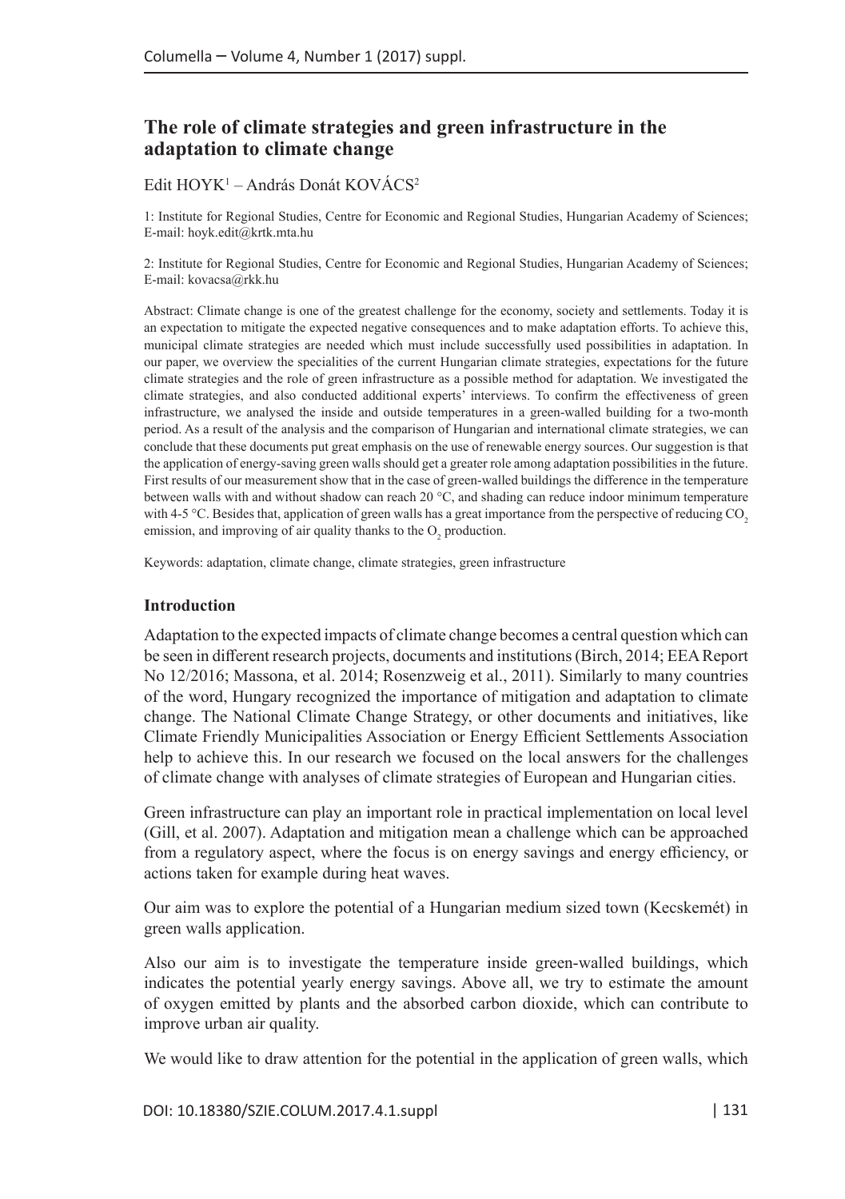# The role of climate strategies and green infrastructure in the adaptation to climate change

Edit HOYK[1] – András Donát KOVÁCS[2]

1: Institute for Regional Studies, Centre for Economic and Regional Studies, Hungarian Academy of Sciences; E-mail: hoyk.edit@krtk.mta.hu

2: Institute for Regional Studies, Centre for Economic and Regional Studies, Hungarian Academy of Sciences; E-mail: kovacsa@rkk.hu

Abstract: Climate change is one of the greatest challenge for the economy, society and settlements. Today it is an expectation to mitigate the expected negative consequences and to make adaptation efforts. To achieve this, municipal climate strategies are needed which must include successfully used possibilities in adaptation. In our paper, we overview the specialities of the current Hungarian climate strategies, expectations for the future climate strategies and the role of green infrastructure as a possible method for adaptation. We investigated the climate strategies, and also conducted additional experts' interviews. To confirm the effectiveness of green infrastructure, we analysed the inside and outside temperatures in a green-walled building for a two-month period. As a result of the analysis and the comparison of Hungarian and international climate strategies, we can conclude that these documents put great emphasis on the use of renewable energy sources. Our suggestion is that the application of energy-saving green walls should get a greater role among adaptation possibilities in the future. First results of our measurement show that in the case of green-walled buildings the difference in the temperature between walls with and without shadow can reach 20 °C, and shading can reduce indoor minimum temperature with 4-5 °C. Besides that, application of green walls has a great importance from the perspective of reducing $CO_2$ emission, and improving of air quality thanks to the $O_2$ production.

Keywords: adaptation, climate change, climate strategies, green infrastructure

## Introduction

Adaptation to the expected impacts of climate change becomes a central question which can be seen in different research projects, documents and institutions (Birch, 2014; EEA Report No 12/2016; Massona, et al. 2014; Rosenzweig et al., 2011). Similarly to many countries of the word, Hungary recognized the importance of mitigation and adaptation to climate change. The National Climate Change Strategy, or other documents and initiatives, like Climate Friendly Municipalities Association or Energy Efficient Settlements Association help to achieve this. In our research we focused on the local answers for the challenges of climate change with analyses of climate strategies of European and Hungarian cities.

Green infrastructure can play an important role in practical implementation on local level (Gill, et al. 2007). Adaptation and mitigation mean a challenge which can be approached from a regulatory aspect, where the focus is on energy savings and energy efficiency, or actions taken for example during heat waves.

Our aim was to explore the potential of a Hungarian medium sized town (Kecskemét) in green walls application.

Also our aim is to investigate the temperature inside green-walled buildings, which indicates the potential yearly energy savings. Above all, we try to estimate the amount of oxygen emitted by plants and the absorbed carbon dioxide, which can contribute to improve urban air quality.

We would like to draw attention for the potential in the application of green walls, which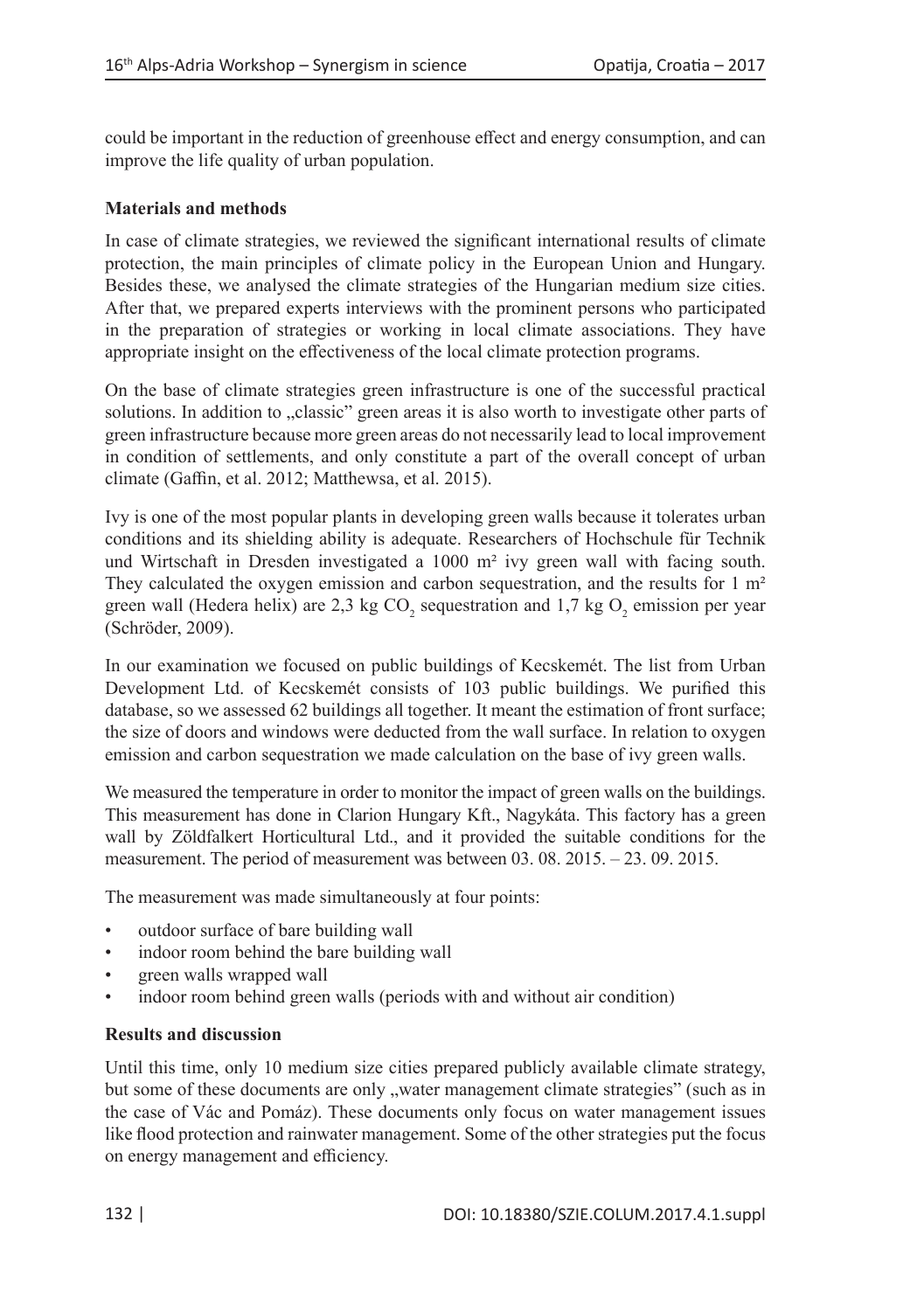could be important in the reduction of greenhouse effect and energy consumption, and can improve the life quality of urban population.

**Materials and methods**

In case of climate strategies, we reviewed the significant international results of climate protection, the main principles of climate policy in the European Union and Hungary. Besides these, we analysed the climate strategies of the Hungarian medium size cities. After that, we prepared experts interviews with the prominent persons who participated in the preparation of strategies or working in local climate associations. They have appropriate insight on the effectiveness of the local climate protection programs.

On the base of climate strategies green infrastructure is one of the successful practical solutions. In addition to „classic" green areas it is also worth to investigate other parts of green infrastructure because more green areas do not necessarily lead to local improvement in condition of settlements, and only constitute a part of the overall concept of urban climate (Gaffin, et al. 2012; Matthewsa, et al. 2015).

Ivy is one of the most popular plants in developing green walls because it tolerates urban conditions and its shielding ability is adequate. Researchers of Hochschule für Technik und Wirtschaft in Dresden investigated a 1000 m² ivy green wall with facing south. They calculated the oxygen emission and carbon sequestration, and the results for 1 m² green wall (Hedera helix) are 2,3 kg $CO_2$ sequestration and 1,7 kg $O_2$ emission per year (Schröder, 2009).

In our examination we focused on public buildings of Kecskemét. The list from Urban Development Ltd. of Kecskemét consists of 103 public buildings. We purified this database, so we assessed 62 buildings all together. It meant the estimation of front surface; the size of doors and windows were deducted from the wall surface. In relation to oxygen emission and carbon sequestration we made calculation on the base of ivy green walls.

We measured the temperature in order to monitor the impact of green walls on the buildings. This measurement has done in Clarion Hungary Kft., Nagykáta. This factory has a green wall by Zöldfalkert Horticultural Ltd., and it provided the suitable conditions for the measurement. The period of measurement was between 03. 08. 2015. – 23. 09. 2015.

The measurement was made simultaneously at four points:

- outdoor surface of bare building wall
- indoor room behind the bare building wall
- green walls wrapped wall
- indoor room behind green walls (periods with and without air condition)

**Results and discussion**

Until this time, only 10 medium size cities prepared publicly available climate strategy, but some of these documents are only „water management climate strategies" (such as in the case of Vác and Pomáz). These documents only focus on water management issues like flood protection and rainwater management. Some of the other strategies put the focus on energy management and efficiency.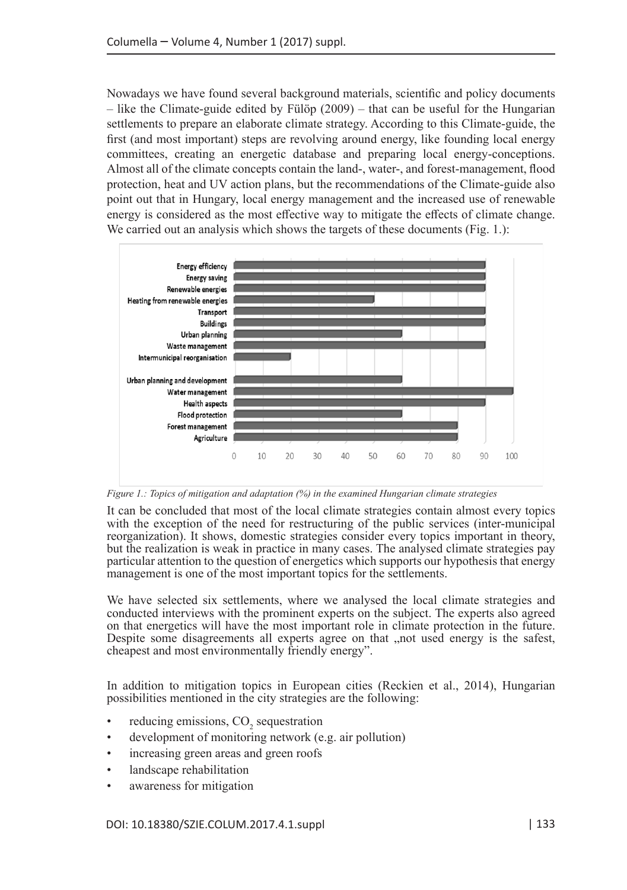Nowadays we have found several background materials, scientific and policy documents – like the Climate-guide edited by Fülöp (2009) – that can be useful for the Hungarian settlements to prepare an elaborate climate strategy. According to this Climate-guide, the first (and most important) steps are revolving around energy, like founding local energy committees, creating an energetic database and preparing local energy-conceptions. Almost all of the climate concepts contain the land-, water-, and forest-management, flood protection, heat and UV action plans, but the recommendations of the Climate-guide also point out that in Hungary, local energy management and the increased use of renewable energy is considered as the most effective way to mitigate the effects of climate change. We carried out an analysis which shows the targets of these documents (Fig. 1.):

| Topic | % |
|---|---|
| Energy efficiency | 90 |
| Energy saving | 90 |
| Renewable energies | 90 |
| Heating from renewable energies | 50 |
| Transport | 90 |
| Buildings | 90 |
| Urban planning | 60 |
| Waste management | 90 |
| Intermunicipal reorganisation | 20 |
| Urban planning and development | 60 |
| Water management | 100 |
| Health aspects | 90 |
| Flood protection | 60 |
| Forest management | 80 |
| Agriculture | 80 |

*Figure 1.: Topics of mitigation and adaptation (%) in the examined Hungarian climate strategies*

It can be concluded that most of the local climate strategies contain almost every topics with the exception of the need for restructuring of the public services (inter-municipal reorganization). It shows, domestic strategies consider every topics important in theory, but the realization is weak in practice in many cases. The analysed climate strategies pay particular attention to the question of energetics which supports our hypothesis that energy management is one of the most important topics for the settlements.

We have selected six settlements, where we analysed the local climate strategies and conducted interviews with the prominent experts on the subject. The experts also agreed on that energetics will have the most important role in climate protection in the future. Despite some disagreements all experts agree on that „not used energy is the safest, cheapest and most environmentally friendly energy".

In addition to mitigation topics in European cities (Reckien et al., 2014), Hungarian possibilities mentioned in the city strategies are the following:

- reducing emissions, $CO_2$ sequestration
- development of monitoring network (e.g. air pollution)
- increasing green areas and green roofs
- landscape rehabilitation
- awareness for mitigation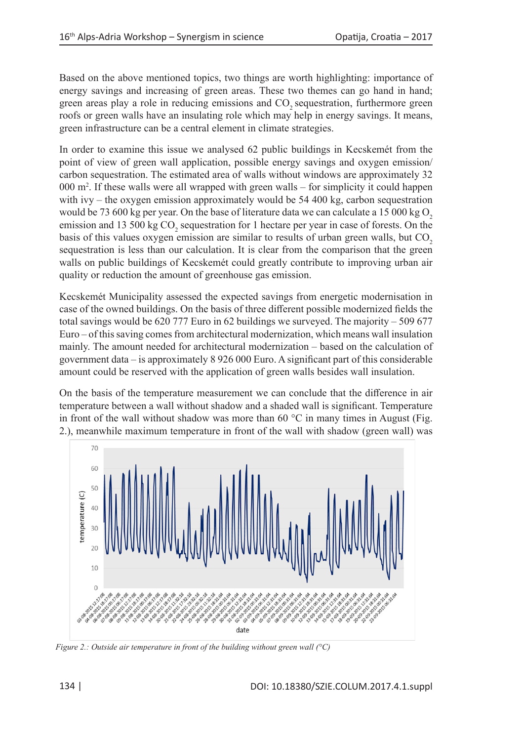Based on the above mentioned topics, two things are worth highlighting: importance of energy savings and increasing of green areas. These two themes can go hand in hand; green areas play a role in reducing emissions and $CO_2$ sequestration, furthermore green roofs or green walls have an insulating role which may help in energy savings. It means, green infrastructure can be a central element in climate strategies.

In order to examine this issue we analysed 62 public buildings in Kecskemét from the point of view of green wall application, possible energy savings and oxygen emission/carbon sequestration. The estimated area of walls without windows are approximately 32 000 m$^2$. If these walls were all wrapped with green walls – for simplicity it could happen with ivy – the oxygen emission approximately would be 54 400 kg, carbon sequestration would be 73 600 kg per year. On the base of literature data we can calculate a 15 000 kg $O_2$ emission and 13 500 kg $CO_2$ sequestration for 1 hectare per year in case of forests. On the basis of this values oxygen emission are similar to results of urban green walls, but $CO_2$ sequestration is less than our calculation. It is clear from the comparison that the green walls on public buildings of Kecskemét could greatly contribute to improving urban air quality or reduction the amount of greenhouse gas emission.

Kecskemét Municipality assessed the expected savings from energetic modernisation in case of the owned buildings. On the basis of three different possible modernized fields the total savings would be 620 777 Euro in 62 buildings we surveyed. The majority – 509 677 Euro – of this saving comes from architectural modernization, which means wall insulation mainly. The amount needed for architectural modernization – based on the calculation of government data – is approximately 8 926 000 Euro. A significant part of this considerable amount could be reserved with the application of green walls besides wall insulation.

On the basis of the temperature measurement we can conclude that the difference in air temperature between a wall without shadow and a shaded wall is significant. Temperature in front of the wall without shadow was more than 60 °C in many times in August (Fig. 2.), meanwhile maximum temperature in front of the wall with shadow (green wall) was

*Figure 2.: Outside air temperature in front of the building without green wall (°C)*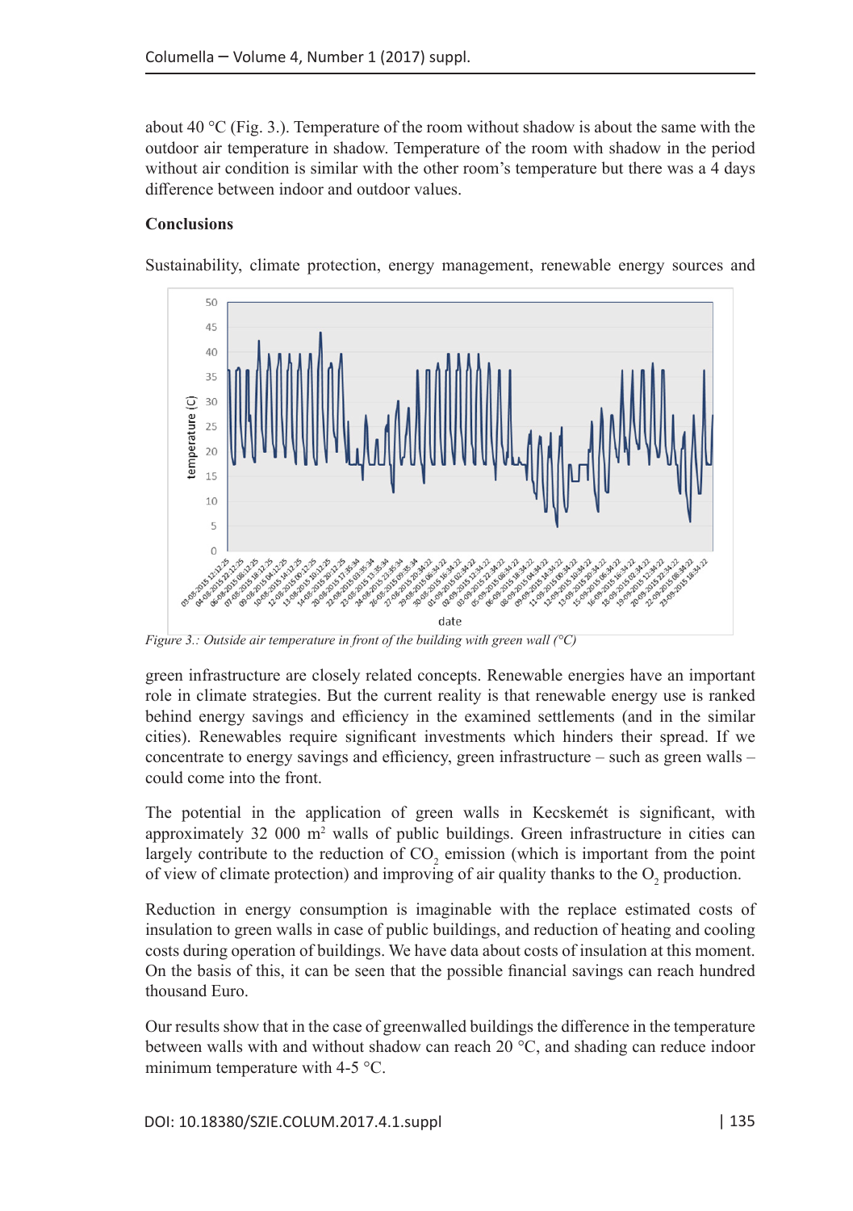about 40 °C (Fig. 3.). Temperature of the room without shadow is about the same with the outdoor air temperature in shadow. Temperature of the room with shadow in the period without air condition is similar with the other room's temperature but there was a 4 days difference between indoor and outdoor values.

**Conclusions**

Sustainability, climate protection, energy management, renewable energy sources and

*Figure 3.: Outside air temperature in front of the building with green wall (°C)*

green infrastructure are closely related concepts. Renewable energies have an important role in climate strategies. But the current reality is that renewable energy use is ranked behind energy savings and efficiency in the examined settlements (and in the similar cities). Renewables require significant investments which hinders their spread. If we concentrate to energy savings and efficiency, green infrastructure – such as green walls – could come into the front.

The potential in the application of green walls in Kecskemét is significant, with approximately 32 000 $m^2$ walls of public buildings. Green infrastructure in cities can largely contribute to the reduction of $CO_2$ emission (which is important from the point of view of climate protection) and improving of air quality thanks to the $O_2$ production.

Reduction in energy consumption is imaginable with the replace estimated costs of insulation to green walls in case of public buildings, and reduction of heating and cooling costs during operation of buildings. We have data about costs of insulation at this moment. On the basis of this, it can be seen that the possible financial savings can reach hundred thousand Euro.

Our results show that in the case of greenwalled buildings the difference in the temperature between walls with and without shadow can reach 20 °C, and shading can reduce indoor minimum temperature with 4-5 °C.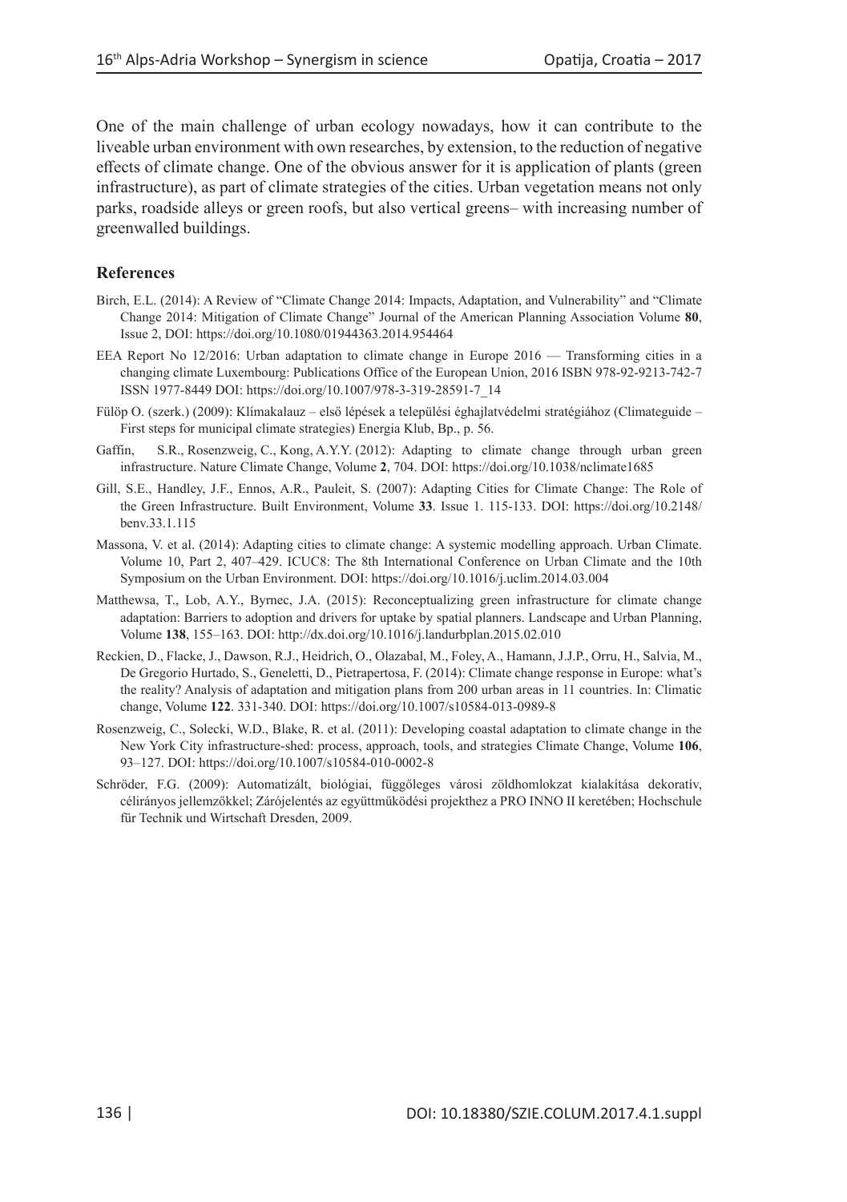One of the main challenge of urban ecology nowadays, how it can contribute to the liveable urban environment with own researches, by extension, to the reduction of negative effects of climate change. One of the obvious answer for it is application of plants (green infrastructure), as part of climate strategies of the cities. Urban vegetation means not only parks, roadside alleys or green roofs, but also vertical greens– with increasing number of greenwalled buildings.

## References

Birch, E.L. (2014): A Review of "Climate Change 2014: Impacts, Adaptation, and Vulnerability" and "Climate Change 2014: Mitigation of Climate Change" Journal of the American Planning Association Volume **80**, Issue 2, DOI: https://doi.org/10.1080/01944363.2014.954464

EEA Report No 12/2016: Urban adaptation to climate change in Europe 2016 — Transforming cities in a changing climate Luxembourg: Publications Office of the European Union, 2016 ISBN 978-92-9213-742-7 ISSN 1977-8449 DOI: https://doi.org/10.1007/978-3-319-28591-7_14

Fülöp O. (szerk.) (2009): Klímakalauz – első lépések a települési éghajlatvédelmi stratégiához (Climateguide – First steps for municipal climate strategies) Energia Klub, Bp., p. 56.

Gaffin, S.R., Rosenzweig, C., Kong, A.Y.Y. (2012): Adapting to climate change through urban green infrastructure. Nature Climate Change, Volume **2**, 704. DOI: https://doi.org/10.1038/nclimate1685

Gill, S.E., Handley, J.F., Ennos, A.R., Pauleit, S. (2007): Adapting Cities for Climate Change: The Role of the Green Infrastructure. Built Environment, Volume **33**. Issue 1. 115-133. DOI: https://doi.org/10.2148/benv.33.1.115

Massona, V. et al. (2014): Adapting cities to climate change: A systemic modelling approach. Urban Climate. Volume 10, Part 2, 407–429. ICUC8: The 8th International Conference on Urban Climate and the 10th Symposium on the Urban Environment. DOI: https://doi.org/10.1016/j.uclim.2014.03.004

Matthewsa, T., Lob, A.Y., Byrnec, J.A. (2015): Reconceptualizing green infrastructure for climate change adaptation: Barriers to adoption and drivers for uptake by spatial planners. Landscape and Urban Planning, Volume **138**, 155–163. DOI: http://dx.doi.org/10.1016/j.landurbplan.2015.02.010

Reckien, D., Flacke, J., Dawson, R.J., Heidrich, O., Olazabal, M., Foley, A., Hamann, J.J.P., Orru, H., Salvia, M., De Gregorio Hurtado, S., Geneletti, D., Pietrapertosa, F. (2014): Climate change response in Europe: what's the reality? Analysis of adaptation and mitigation plans from 200 urban areas in 11 countries. In: Climatic change, Volume **122**. 331-340. DOI: https://doi.org/10.1007/s10584-013-0989-8

Rosenzweig, C., Solecki, W.D., Blake, R. et al. (2011): Developing coastal adaptation to climate change in the New York City infrastructure-shed: process, approach, tools, and strategies Climate Change, Volume **106**, 93–127. DOI: https://doi.org/10.1007/s10584-010-0002-8

Schröder, F.G. (2009): Automatizált, biológiai, függőleges városi zöldhomlokzat kialakítása dekoratív, célirányos jellemzőkkel; Zárójelentés az együttműködési projekthez a PRO INNO II keretében; Hochschule für Technik und Wirtschaft Dresden, 2009.